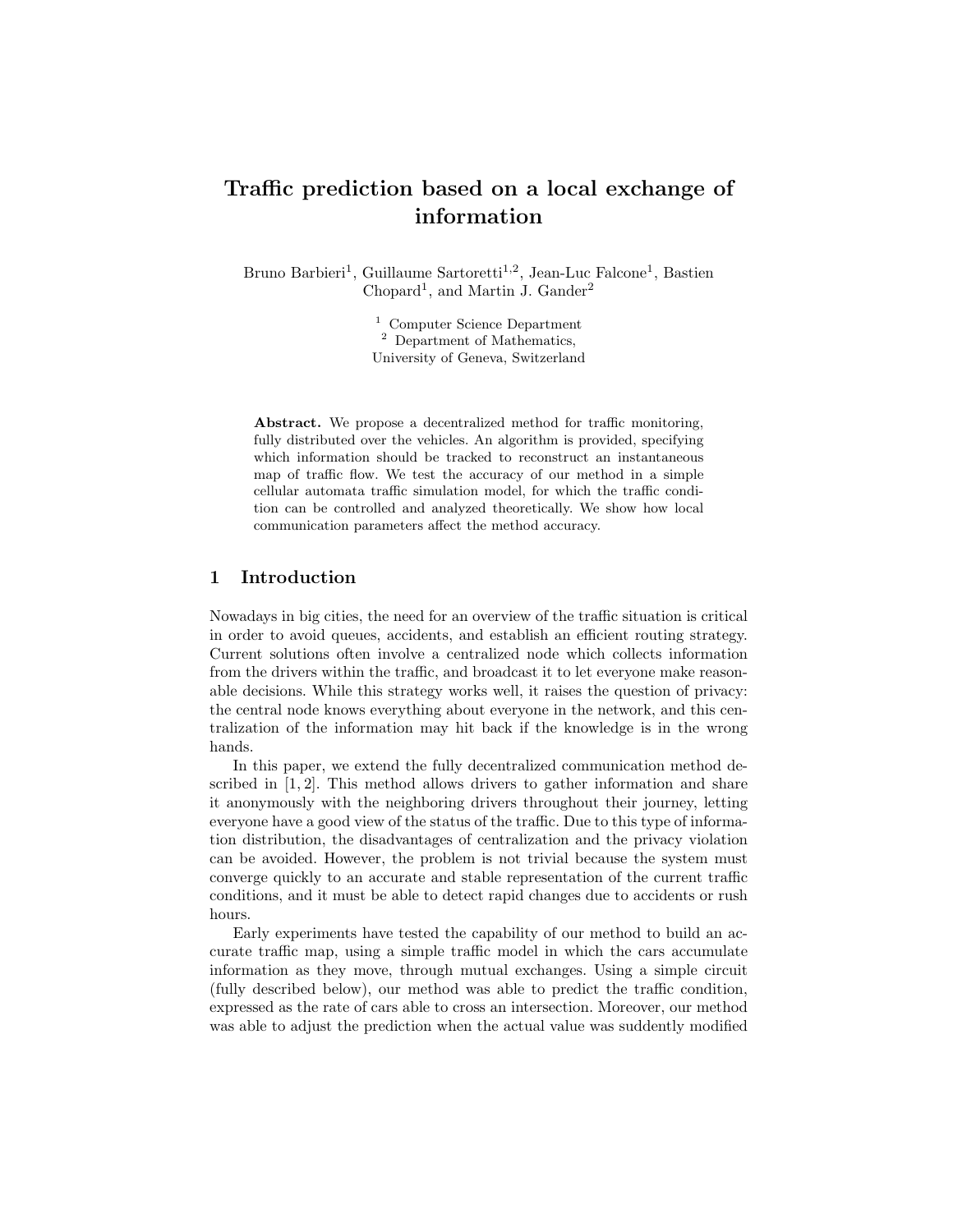# Traffic prediction based on a local exchange of information

Bruno Barbieri[1], Guillaume Sartoretti[1,2], Jean-Luc Falcone[1], Bastien Chopard[1], and Martin J. Gander[2]

[1] Computer Science Department
[2] Department of Mathematics,
University of Geneva, Switzerland

**Abstract.** We propose a decentralized method for traffic monitoring, fully distributed over the vehicles. An algorithm is provided, specifying which information should be tracked to reconstruct an instantaneous map of traffic flow. We test the accuracy of our method in a simple cellular automata traffic simulation model, for which the traffic condition can be controlled and analyzed theoretically. We show how local communication parameters affect the method accuracy.

## 1 Introduction

Nowadays in big cities, the need for an overview of the traffic situation is critical in order to avoid queues, accidents, and establish an efficient routing strategy. Current solutions often involve a centralized node which collects information from the drivers within the traffic, and broadcast it to let everyone make reasonable decisions. While this strategy works well, it raises the question of privacy: the central node knows everything about everyone in the network, and this centralization of the information may hit back if the knowledge is in the wrong hands.

In this paper, we extend the fully decentralized communication method described in [1, 2]. This method allows drivers to gather information and share it anonymously with the neighboring drivers throughout their journey, letting everyone have a good view of the status of the traffic. Due to this type of information distribution, the disadvantages of centralization and the privacy violation can be avoided. However, the problem is not trivial because the system must converge quickly to an accurate and stable representation of the current traffic conditions, and it must be able to detect rapid changes due to accidents or rush hours.

Early experiments have tested the capability of our method to build an accurate traffic map, using a simple traffic model in which the cars accumulate information as they move, through mutual exchanges. Using a simple circuit (fully described below), our method was able to predict the traffic condition, expressed as the rate of cars able to cross an intersection. Moreover, our method was able to adjust the prediction when the actual value was suddenly modified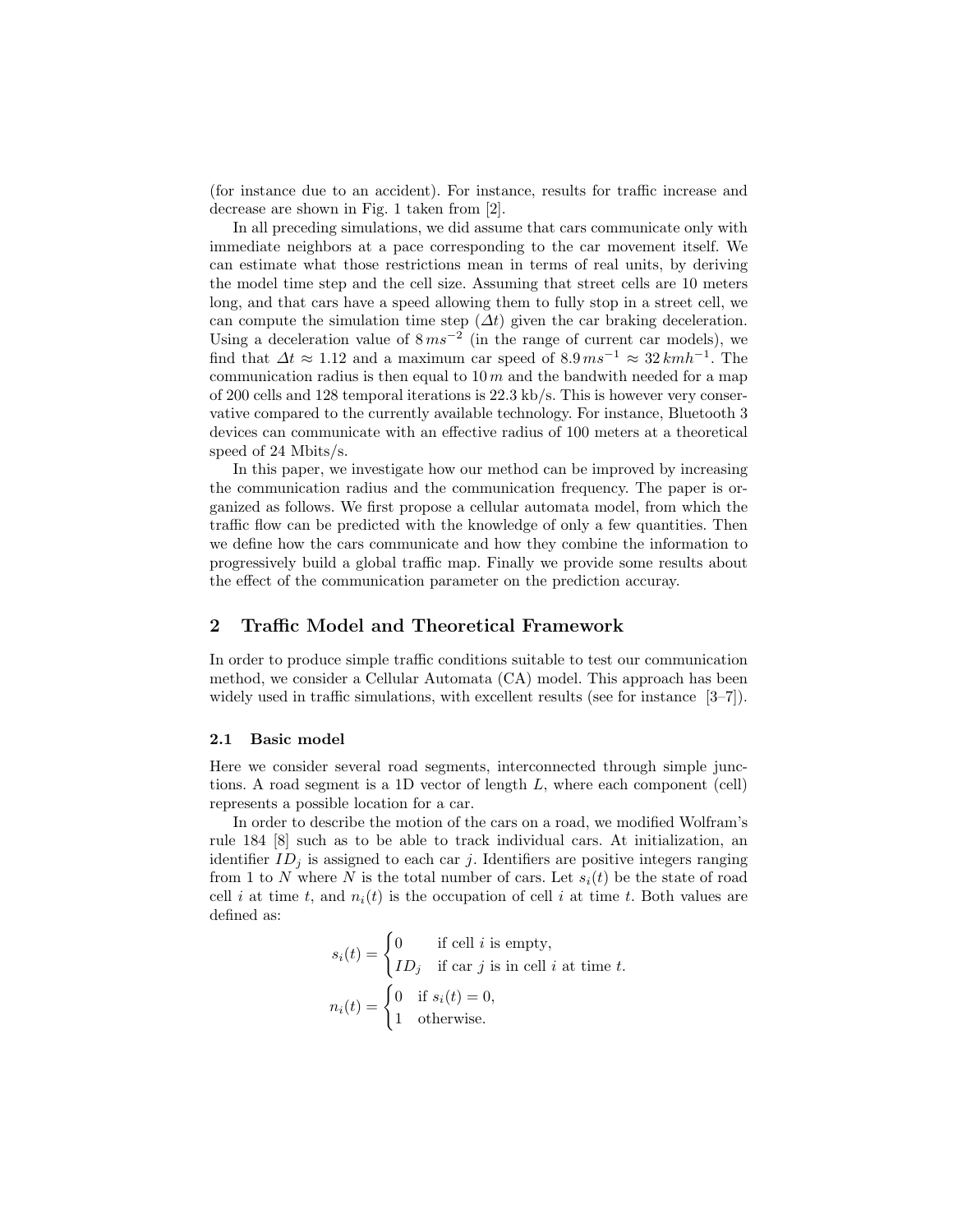(for instance due to an accident). For instance, results for traffic increase and decrease are shown in Fig. 1 taken from [2].

In all preceding simulations, we did assume that cars communicate only with immediate neighbors at a pace corresponding to the car movement itself. We can estimate what those restrictions mean in terms of real units, by deriving the model time step and the cell size. Assuming that street cells are 10 meters long, and that cars have a speed allowing them to fully stop in a street cell, we can compute the simulation time step ($\Delta t$) given the car braking deceleration. Using a deceleration value of $8\,ms^{-2}$ (in the range of current car models), we find that $\Delta t \approx 1.12$ and a maximum car speed of $8.9\,ms^{-1} \approx 32\,kmh^{-1}$. The communication radius is then equal to $10\,m$ and the bandwith needed for a map of 200 cells and 128 temporal iterations is 22.3 kb/s. This is however very conservative compared to the currently available technology. For instance, Bluetooth 3 devices can communicate with an effective radius of 100 meters at a theoretical speed of 24 Mbits/s.

In this paper, we investigate how our method can be improved by increasing the communication radius and the communication frequency. The paper is organized as follows. We first propose a cellular automata model, from which the traffic flow can be predicted with the knowledge of only a few quantities. Then we define how the cars communicate and how they combine the information to progressively build a global traffic map. Finally we provide some results about the effect of the communication parameter on the prediction accuray.

## 2 Traffic Model and Theoretical Framework

In order to produce simple traffic conditions suitable to test our communication method, we consider a Cellular Automata (CA) model. This approach has been widely used in traffic simulations, with excellent results (see for instance [3–7]).

### 2.1 Basic model

Here we consider several road segments, interconnected through simple junctions. A road segment is a 1D vector of length $L$, where each component (cell) represents a possible location for a car.

In order to describe the motion of the cars on a road, we modified Wolfram's rule 184 [8] such as to be able to track individual cars. At initialization, an identifier $ID_j$ is assigned to each car $j$. Identifiers are positive integers ranging from 1 to $N$ where $N$ is the total number of cars. Let $s_i(t)$ be the state of road cell $i$ at time $t$, and $n_i(t)$ is the occupation of cell $i$ at time $t$. Both values are defined as:

$$
s_i(t) = \begin{cases} 0 & \text{if cell } i \text{ is empty,} \\ ID_j & \text{if car } j \text{ is in cell } i \text{ at time } t. \end{cases}
$$

$$
n_i(t) = \begin{cases} 0 & \text{if } s_i(t) = 0, \\ 1 & \text{otherwise.} \end{cases}
$$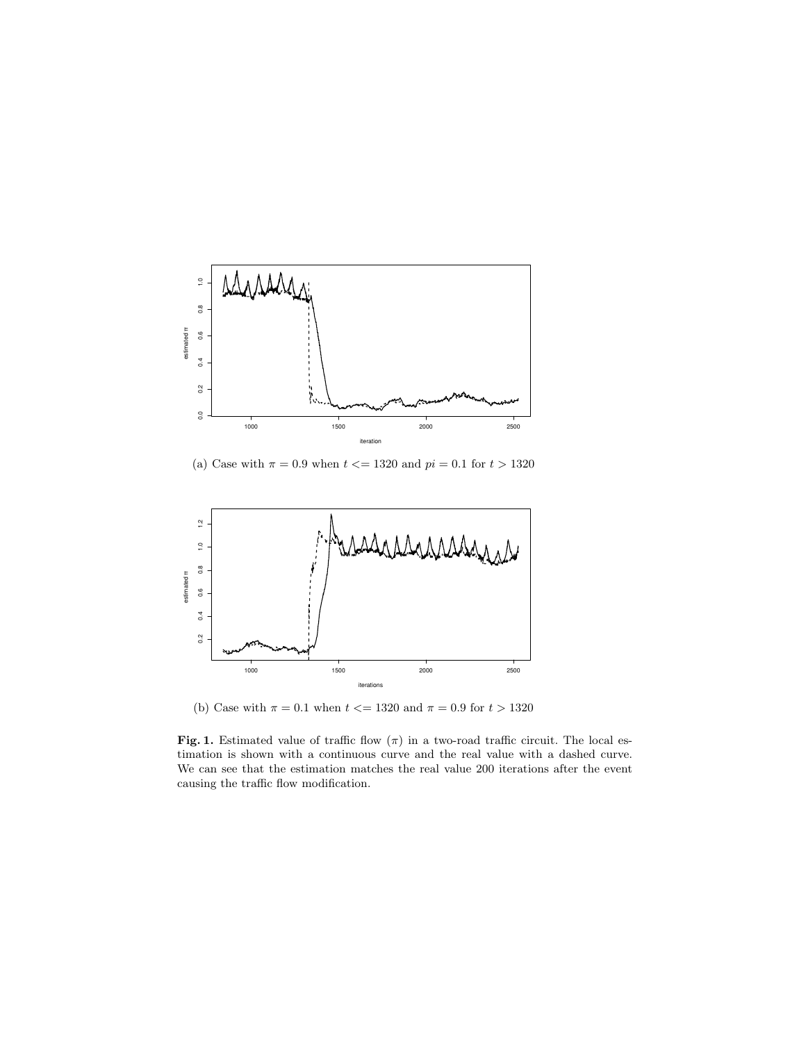(a) Case with $\pi = 0.9$ when $t <= 1320$ and $pi = 0.1$ for $t > 1320$

(b) Case with $\pi = 0.1$ when $t <= 1320$ and $\pi = 0.9$ for $t > 1320$

**Fig. 1.** Estimated value of traffic flow ($\pi$) in a two-road traffic circuit. The local estimation is shown with a continuous curve and the real value with a dashed curve. We can see that the estimation matches the real value 200 iterations after the event causing the traffic flow modification.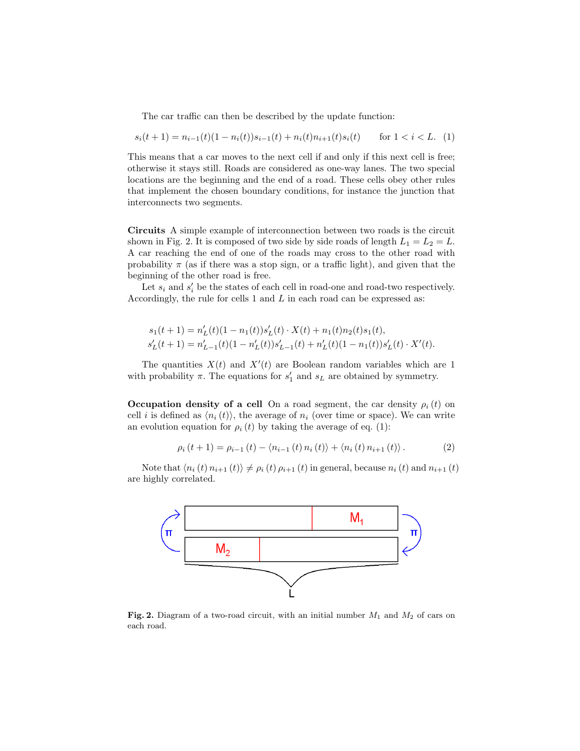The car traffic can then be described by the update function:

$$s_i(t+1) = n_{i-1}(t)(1 - n_i(t))s_{i-1}(t) + n_i(t)n_{i+1}(t)s_i(t) \qquad \text{for } 1 < i < L. \quad (1)$$

This means that a car moves to the next cell if and only if this next cell is free; otherwise it stays still. Roads are considered as one-way lanes. The two special locations are the beginning and the end of a road. These cells obey other rules that implement the chosen boundary conditions, for instance the junction that interconnects two segments.

**Circuits** A simple example of interconnection between two roads is the circuit shown in Fig. 2. It is composed of two side by side roads of length $L_1 = L_2 = L$. A car reaching the end of one of the roads may cross to the other road with probability $\pi$ (as if there was a stop sign, or a traffic light), and given that the beginning of the other road is free.

Let $s_i$ and $s'_i$ be the states of each cell in road-one and road-two respectively. Accordingly, the rule for cells 1 and $L$ in each road can be expressed as:

$$s_1(t+1) = n'_L(t)(1 - n_1(t))s'_L(t) \cdot X(t) + n_1(t)n_2(t)s_1(t),$$
$$s'_L(t+1) = n'_{L-1}(t)(1 - n'_L(t))s'_{L-1}(t) + n'_L(t)(1 - n_1(t))s'_L(t) \cdot X'(t).$$

The quantities $X(t)$ and $X'(t)$ are Boolean random variables which are 1 with probability $\pi$. The equations for $s'_1$ and $s_L$ are obtained by symmetry.

**Occupation density of a cell** On a road segment, the car density $\rho_i(t)$ on cell $i$ is defined as $\langle n_i(t) \rangle$, the average of $n_i$ (over time or space). We can write an evolution equation for $\rho_i(t)$ by taking the average of eq. (1):

$$\rho_i(t+1) = \rho_{i-1}(t) - \langle n_{i-1}(t) n_i(t) \rangle + \langle n_i(t) n_{i+1}(t) \rangle . \quad (2)$$

Note that $\langle n_i(t) n_{i+1}(t) \rangle \neq \rho_i(t) \rho_{i+1}(t)$ in general, because $n_i(t)$ and $n_{i+1}(t)$ are highly correlated.

**Fig. 2.** Diagram of a two-road circuit, with an initial number $M_1$ and $M_2$ of cars on each road.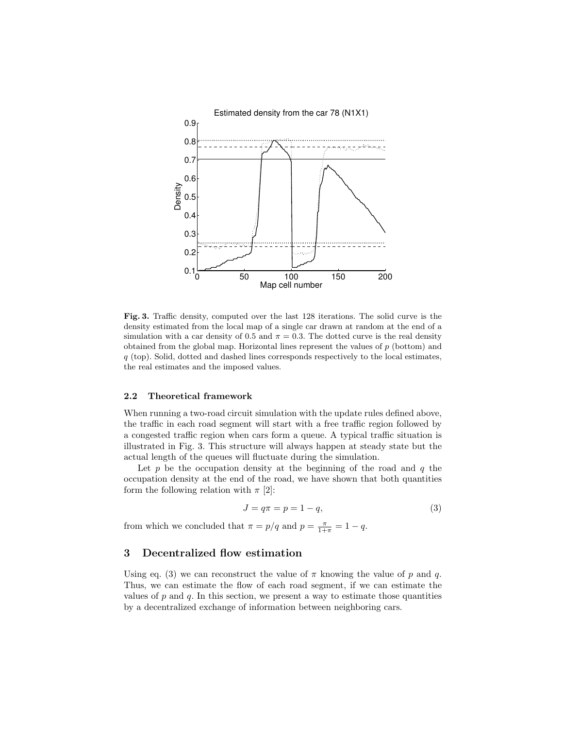**Fig. 3.** Traffic density, computed over the last 128 iterations. The solid curve is the density estimated from the local map of a single car drawn at random at the end of a simulation with a car density of 0.5 and $\pi = 0.3$. The dotted curve is the real density obtained from the global map. Horizontal lines represent the values of $p$ (bottom) and $q$ (top). Solid, dotted and dashed lines corresponds respectively to the local estimates, the real estimates and the imposed values.

### 2.2 Theoretical framework

When running a two-road circuit simulation with the update rules defined above, the traffic in each road segment will start with a free traffic region followed by a congested traffic region when cars form a queue. A typical traffic situation is illustrated in Fig. 3. This structure will always happen at steady state but the actual length of the queues will fluctuate during the simulation.

Let $p$ be the occupation density at the beginning of the road and $q$ the occupation density at the end of the road, we have shown that both quantities form the following relation with $\pi$ [2]:

$$J = q\pi = p = 1 - q, \tag{3}$$

from which we concluded that $\pi = p/q$ and $p = \frac{\pi}{1+\pi} = 1 - q$.

## 3 Decentralized flow estimation

Using eq. (3) we can reconstruct the value of $\pi$ knowing the value of $p$ and $q$. Thus, we can estimate the flow of each road segment, if we can estimate the values of $p$ and $q$. In this section, we present a way to estimate those quantities by a decentralized exchange of information between neighboring cars.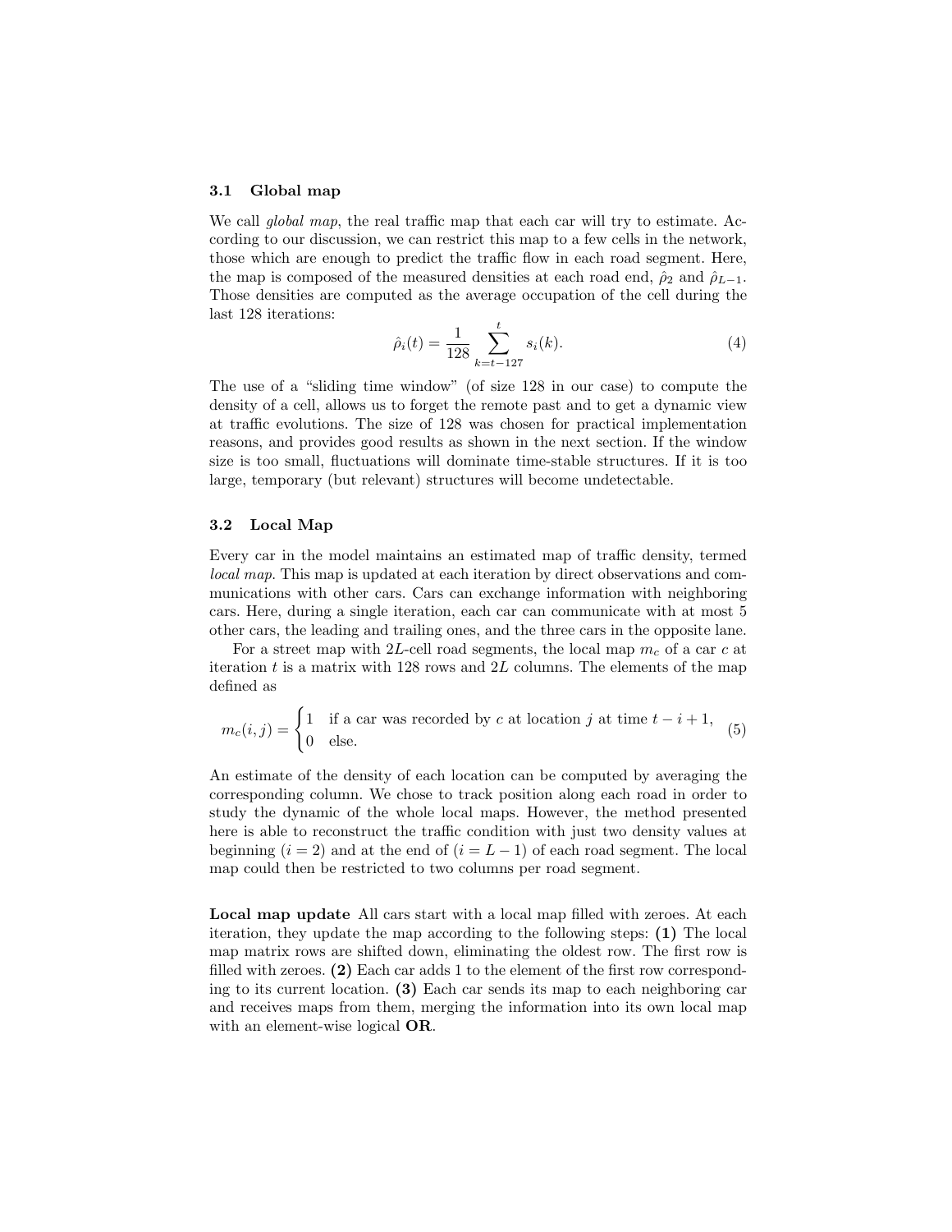### 3.1 Global map

We call *global map*, the real traffic map that each car will try to estimate. According to our discussion, we can restrict this map to a few cells in the network, those which are enough to predict the traffic flow in each road segment. Here, the map is composed of the measured densities at each road end, $\hat{\rho}_2$ and $\hat{\rho}_{L-1}$. Those densities are computed as the average occupation of the cell during the last 128 iterations:

$$\hat{\rho}_i(t) = \frac{1}{128} \sum_{k=t-127}^{t} s_i(k). \tag{4}$$

The use of a "sliding time window" (of size 128 in our case) to compute the density of a cell, allows us to forget the remote past and to get a dynamic view at traffic evolutions. The size of 128 was chosen for practical implementation reasons, and provides good results as shown in the next section. If the window size is too small, fluctuations will dominate time-stable structures. If it is too large, temporary (but relevant) structures will become undetectable.

### 3.2 Local Map

Every car in the model maintains an estimated map of traffic density, termed *local map*. This map is updated at each iteration by direct observations and communications with other cars. Cars can exchange information with neighboring cars. Here, during a single iteration, each car can communicate with at most 5 other cars, the leading and trailing ones, and the three cars in the opposite lane.

For a street map with $2L$-cell road segments, the local map $m_c$ of a car $c$ at iteration $t$ is a matrix with 128 rows and $2L$ columns. The elements of the map defined as

$$m_c(i,j) = \begin{cases} 1 & \text{if a car was recorded by } c \text{ at location } j \text{ at time } t-i+1, \\ 0 & \text{else.} \end{cases} \tag{5}$$

An estimate of the density of each location can be computed by averaging the corresponding column. We chose to track position along each road in order to study the dynamic of the whole local maps. However, the method presented here is able to reconstruct the traffic condition with just two density values at beginning ($i = 2$) and at the end of ($i = L - 1$) of each road segment. The local map could then be restricted to two columns per road segment.

**Local map update** All cars start with a local map filled with zeroes. At each iteration, they update the map according to the following steps: **(1)** The local map matrix rows are shifted down, eliminating the oldest row. The first row is filled with zeroes. **(2)** Each car adds 1 to the element of the first row corresponding to its current location. **(3)** Each car sends its map to each neighboring car and receives maps from them, merging the information into its own local map with an element-wise logical **OR**.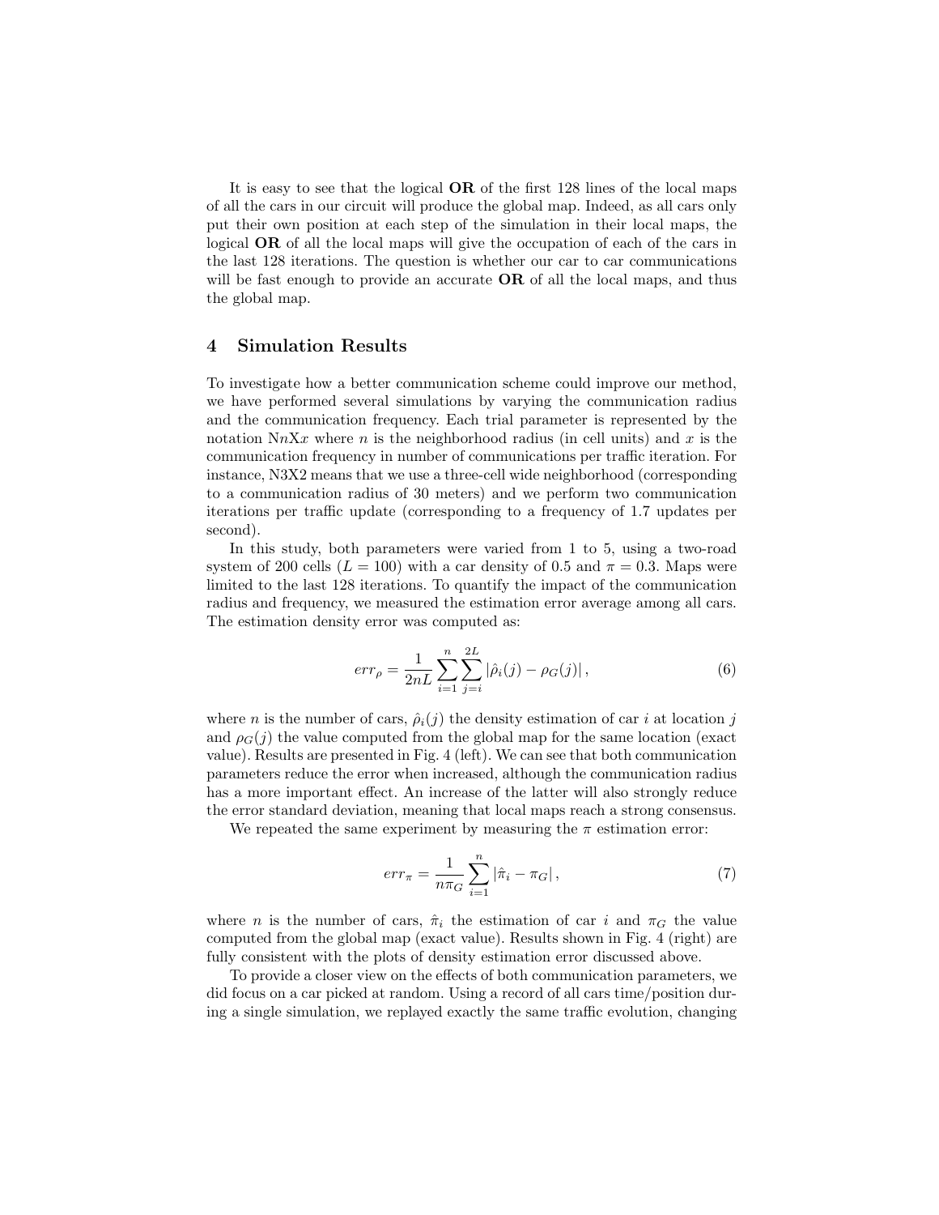It is easy to see that the logical **OR** of the first 128 lines of the local maps of all the cars in our circuit will produce the global map. Indeed, as all cars only put their own position at each step of the simulation in their local maps, the logical **OR** of all the local maps will give the occupation of each of the cars in the last 128 iterations. The question is whether our car to car communications will be fast enough to provide an accurate **OR** of all the local maps, and thus the global map.

## 4 Simulation Results

To investigate how a better communication scheme could improve our method, we have performed several simulations by varying the communication radius and the communication frequency. Each trial parameter is represented by the notation N$n$X$x$ where $n$ is the neighborhood radius (in cell units) and $x$ is the communication frequency in number of communications per traffic iteration. For instance, N3X2 means that we use a three-cell wide neighborhood (corresponding to a communication radius of 30 meters) and we perform two communication iterations per traffic update (corresponding to a frequency of 1.7 updates per second).

In this study, both parameters were varied from 1 to 5, using a two-road system of 200 cells ($L = 100$) with a car density of 0.5 and $\pi = 0.3$. Maps were limited to the last 128 iterations. To quantify the impact of the communication radius and frequency, we measured the estimation error average among all cars. The estimation density error was computed as:

$$err_\rho = \frac{1}{2nL} \sum_{i=1}^{n} \sum_{j=i}^{2L} \left| \hat{\rho}_i(j) - \rho_G(j) \right|, \quad (6)$$

where $n$ is the number of cars, $\hat{\rho}_i(j)$ the density estimation of car $i$ at location $j$ and $\rho_G(j)$ the value computed from the global map for the same location (exact value). Results are presented in Fig. 4 (left). We can see that both communication parameters reduce the error when increased, although the communication radius has a more important effect. An increase of the latter will also strongly reduce the error standard deviation, meaning that local maps reach a strong consensus.

We repeated the same experiment by measuring the $\pi$ estimation error:

$$err_\pi = \frac{1}{n\pi_G} \sum_{i=1}^{n} \left| \hat{\pi}_i - \pi_G \right|, \quad (7)$$

where $n$ is the number of cars, $\hat{\pi}_i$ the estimation of car $i$ and $\pi_G$ the value computed from the global map (exact value). Results shown in Fig. 4 (right) are fully consistent with the plots of density estimation error discussed above.

To provide a closer view on the effects of both communication parameters, we did focus on a car picked at random. Using a record of all cars time/position during a single simulation, we replayed exactly the same traffic evolution, changing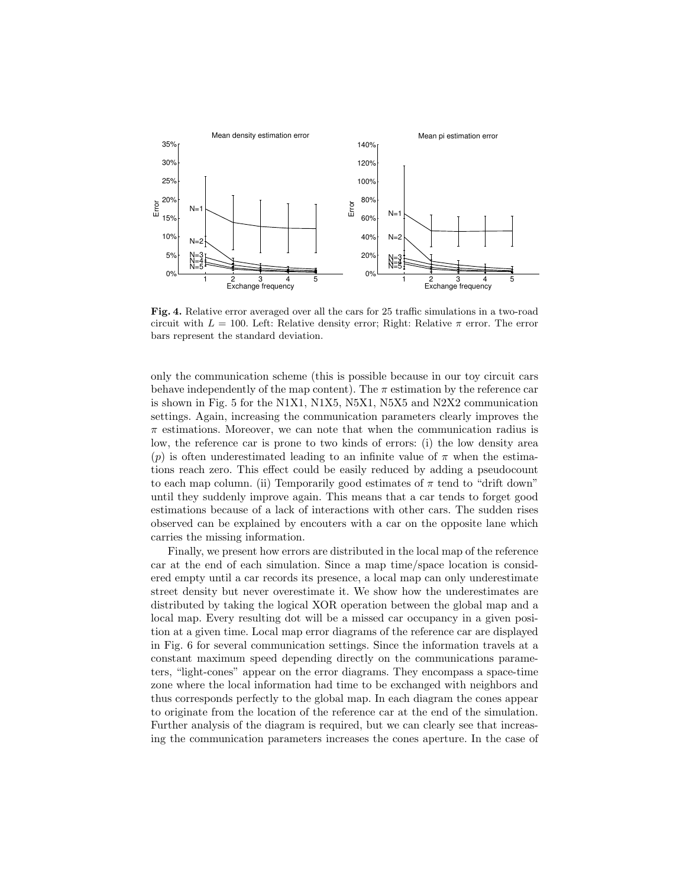**Fig. 4.** Relative error averaged over all the cars for 25 traffic simulations in a two-road circuit with $L = 100$. Left: Relative density error; Right: Relative $\pi$ error. The error bars represent the standard deviation.

only the communication scheme (this is possible because in our toy circuit cars behave independently of the map content). The $\pi$ estimation by the reference car is shown in Fig. 5 for the N1X1, N1X5, N5X1, N5X5 and N2X2 communication settings. Again, increasing the communication parameters clearly improves the $\pi$ estimations. Moreover, we can note that when the communication radius is low, the reference car is prone to two kinds of errors: (i) the low density area ($p$) is often underestimated leading to an infinite value of $\pi$ when the estimations reach zero. This effect could be easily reduced by adding a pseudocount to each map column. (ii) Temporarily good estimates of $\pi$ tend to "drift down" until they suddenly improve again. This means that a car tends to forget good estimations because of a lack of interactions with other cars. The sudden rises observed can be explained by encouters with a car on the opposite lane which carries the missing information.

Finally, we present how errors are distributed in the local map of the reference car at the end of each simulation. Since a map time/space location is considered empty until a car records its presence, a local map can only underestimate street density but never overestimate it. We show how the underestimates are distributed by taking the logical XOR operation between the global map and a local map. Every resulting dot will be a missed car occupancy in a given position at a given time. Local map error diagrams of the reference car are displayed in Fig. 6 for several communication settings. Since the information travels at a constant maximum speed depending directly on the communications parameters, "light-cones" appear on the error diagrams. They encompass a space-time zone where the local information had time to be exchanged with neighbors and thus corresponds perfectly to the global map. In each diagram the cones appear to originate from the location of the reference car at the end of the simulation. Further analysis of the diagram is required, but we can clearly see that increasing the communication parameters increases the cones aperture. In the case of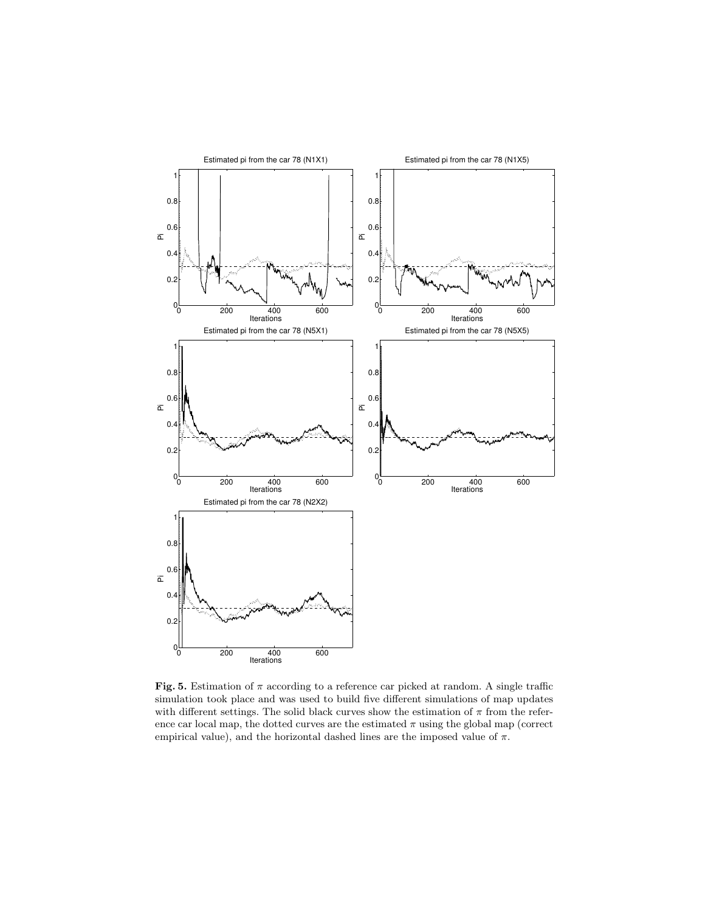**Fig. 5.** Estimation of $\pi$ according to a reference car picked at random. A single traffic simulation took place and was used to build five different simulations of map updates with different settings. The solid black curves show the estimation of $\pi$ from the reference car local map, the dotted curves are the estimated $\pi$ using the global map (correct empirical value), and the horizontal dashed lines are the imposed value of $\pi$.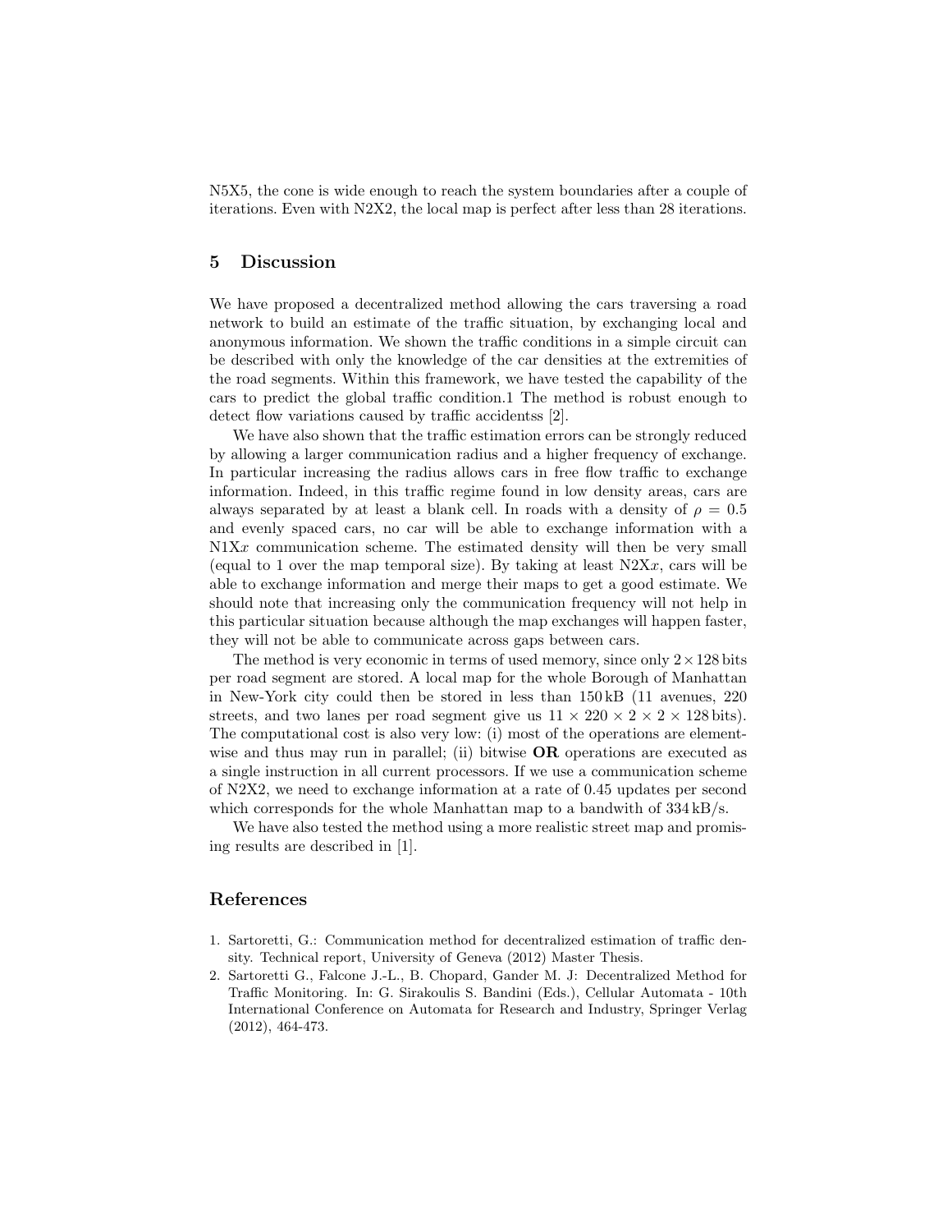N5X5, the cone is wide enough to reach the system boundaries after a couple of iterations. Even with N2X2, the local map is perfect after less than 28 iterations.

## 5 Discussion

We have proposed a decentralized method allowing the cars traversing a road network to build an estimate of the traffic situation, by exchanging local and anonymous information. We shown the traffic conditions in a simple circuit can be described with only the knowledge of the car densities at the extremities of the road segments. Within this framework, we have tested the capability of the cars to predict the global traffic condition.1 The method is robust enough to detect flow variations caused by traffic accidentss [2].

We have also shown that the traffic estimation errors can be strongly reduced by allowing a larger communication radius and a higher frequency of exchange. In particular increasing the radius allows cars in free flow traffic to exchange information. Indeed, in this traffic regime found in low density areas, cars are always separated by at least a blank cell. In roads with a density of $\rho = 0.5$ and evenly spaced cars, no car will be able to exchange information with a N1X$x$ communication scheme. The estimated density will then be very small (equal to 1 over the map temporal size). By taking at least N2X$x$, cars will be able to exchange information and merge their maps to get a good estimate. We should note that increasing only the communication frequency will not help in this particular situation because although the map exchanges will happen faster, they will not be able to communicate across gaps between cars.

The method is very economic in terms of used memory, since only $2 \times 128$ bits per road segment are stored. A local map for the whole Borough of Manhattan in New-York city could then be stored in less than 150 kB (11 avenues, 220 streets, and two lanes per road segment give us $11 \times 220 \times 2 \times 2 \times 128$ bits). The computational cost is also very low: (i) most of the operations are element-wise and thus may run in parallel; (ii) bitwise **OR** operations are executed as a single instruction in all current processors. If we use a communication scheme of N2X2, we need to exchange information at a rate of 0.45 updates per second which corresponds for the whole Manhattan map to a bandwith of 334 kB/s.

We have also tested the method using a more realistic street map and promising results are described in [1].

## References

1. Sartoretti, G.: Communication method for decentralized estimation of traffic density. Technical report, University of Geneva (2012) Master Thesis.
2. Sartoretti G., Falcone J.-L., B. Chopard, Gander M. J: Decentralized Method for Traffic Monitoring. In: G. Sirakoulis S. Bandini (Eds.), Cellular Automata - 10th International Conference on Automata for Research and Industry, Springer Verlag (2012), 464-473.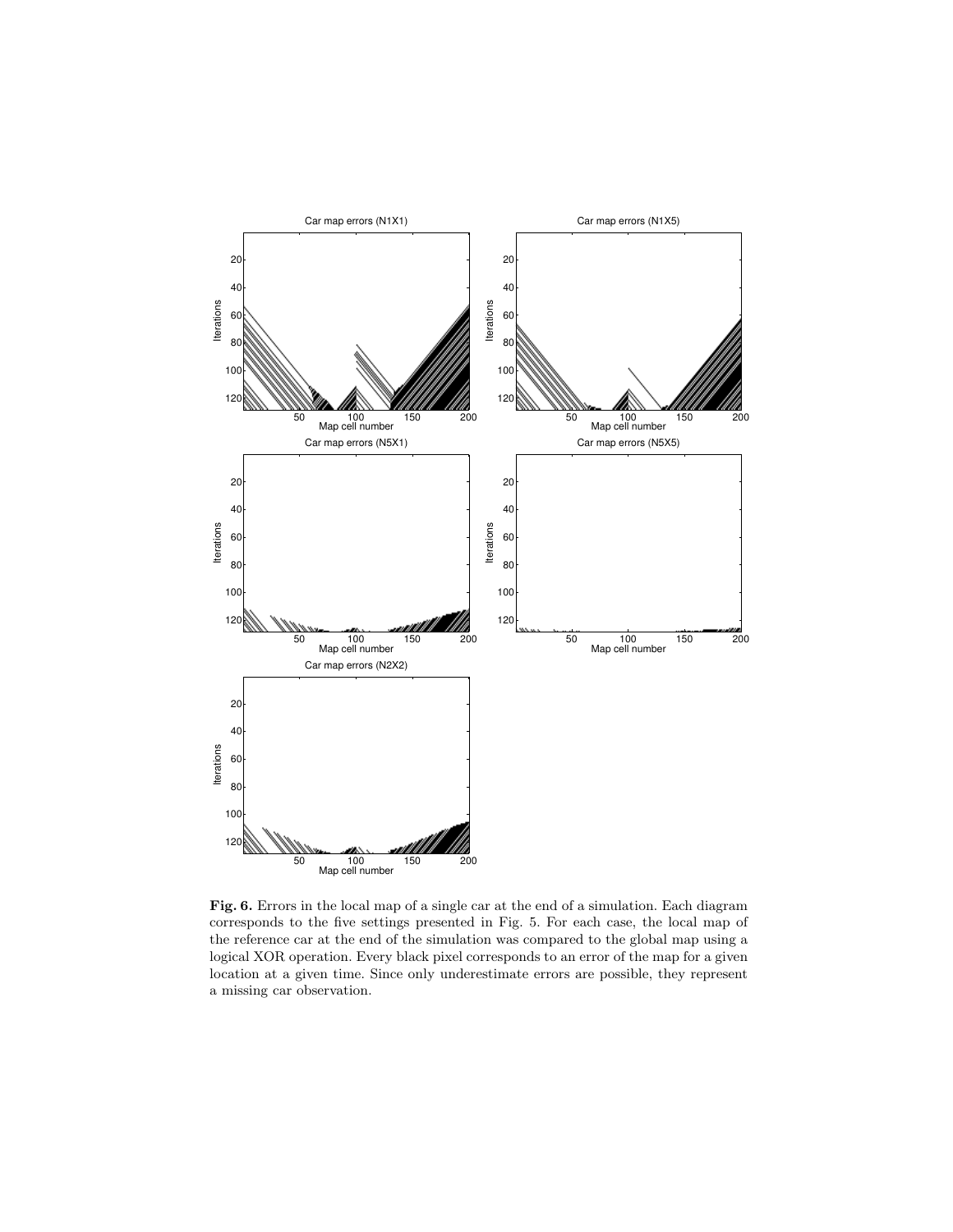**Fig. 6.** Errors in the local map of a single car at the end of a simulation. Each diagram corresponds to the five settings presented in Fig. 5. For each case, the local map of the reference car at the end of the simulation was compared to the global map using a logical XOR operation. Every black pixel corresponds to an error of the map for a given location at a given time. Since only underestimate errors are possible, they represent a missing car observation.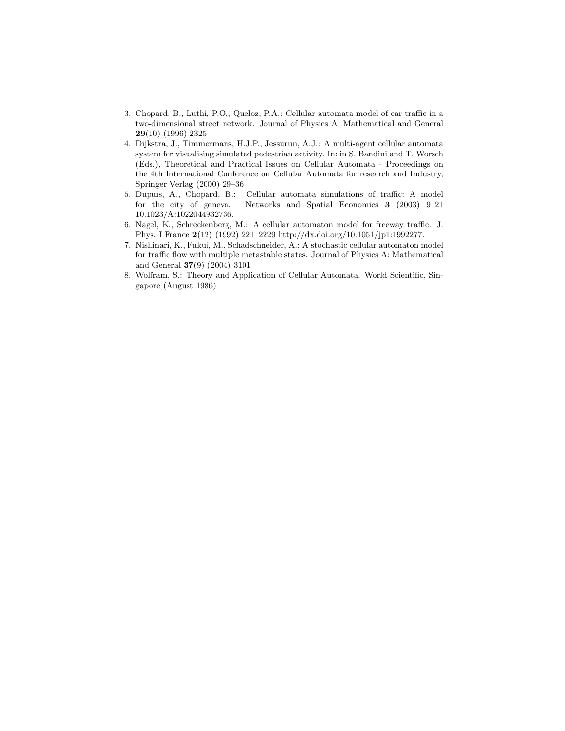3. Chopard, B., Luthi, P.O., Queloz, P.A.: Cellular automata model of car traffic in a two-dimensional street network. Journal of Physics A: Mathematical and General **29**(10) (1996) 2325
4. Dijkstra, J., Timmermans, H.J.P., Jessurun, A.J.: A multi-agent cellular automata system for visualising simulated pedestrian activity. In: in S. Bandini and T. Worsch (Eds.), Theoretical and Practical Issues on Cellular Automata - Proceedings on the 4th International Conference on Cellular Automata for research and Industry, Springer Verlag (2000) 29–36
5. Dupuis, A., Chopard, B.: Cellular automata simulations of traffic: A model for the city of geneva. Networks and Spatial Economics **3** (2003) 9–21 10.1023/A:1022044932736.
6. Nagel, K., Schreckenberg, M.: A cellular automaton model for freeway traffic. J. Phys. I France **2**(12) (1992) 221–2229 http://dx.doi.org/10.1051/jp1:1992277.
7. Nishinari, K., Fukui, M., Schadschneider, A.: A stochastic cellular automaton model for traffic flow with multiple metastable states. Journal of Physics A: Mathematical and General **37**(9) (2004) 3101
8. Wolfram, S.: Theory and Application of Cellular Automata. World Scientific, Singapore (August 1986)